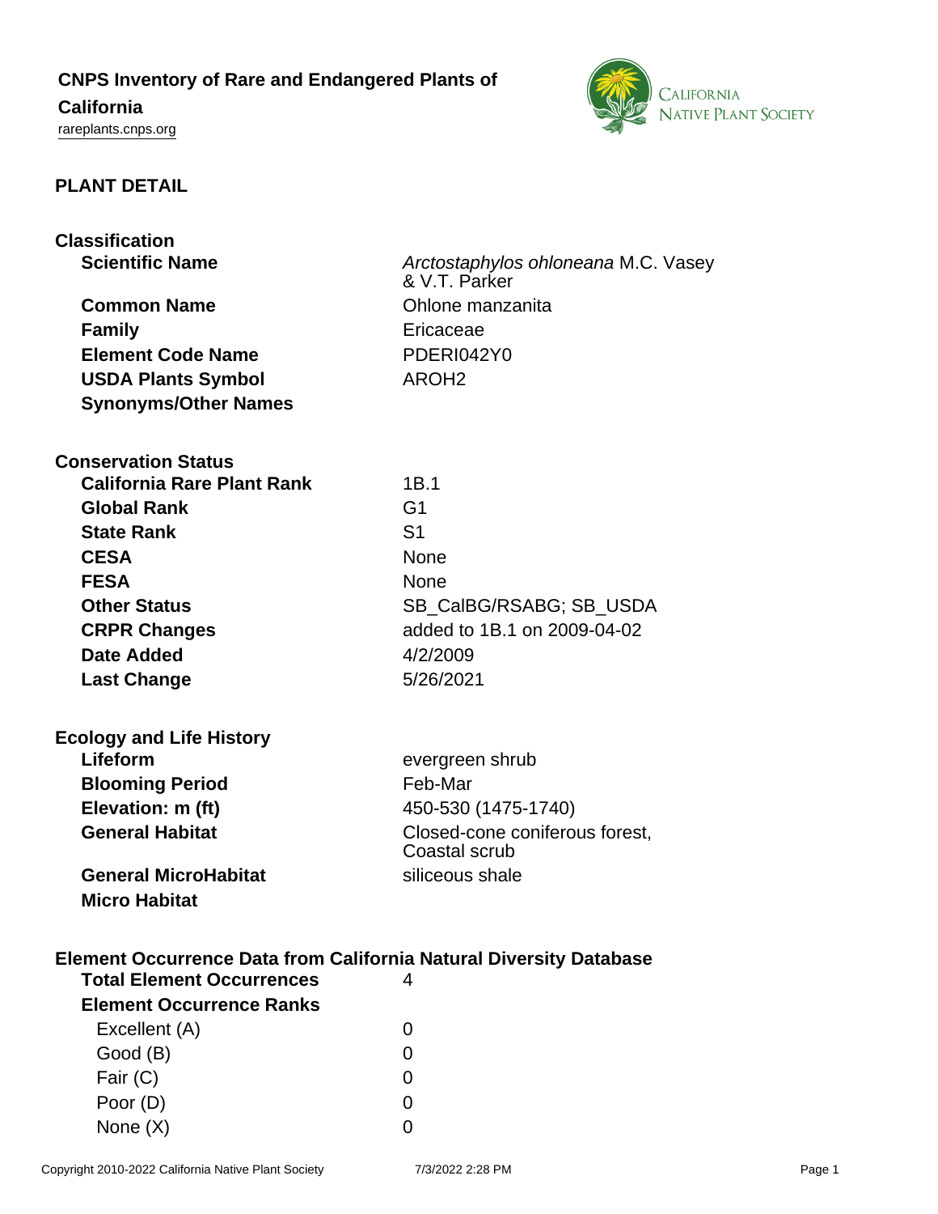# CNPS Inventory of Rare and Endangered Plants of California

rareplants.cnps.org

## PLANT DETAIL

### Classification

| | |
|---|---|
| **Scientific Name** | *Arctostaphylos ohloneana* M.C. Vasey & V.T. Parker |
| **Common Name** | Ohlone manzanita |
| **Family** | Ericaceae |
| **Element Code Name** | PDERI042Y0 |
| **USDA Plants Symbol** | AROH2 |
| **Synonyms/Other Names** | |

### Conservation Status

| | |
|---|---|
| **California Rare Plant Rank** | 1B.1 |
| **Global Rank** | G1 |
| **State Rank** | S1 |
| **CESA** | None |
| **FESA** | None |
| **Other Status** | SB_CalBG/RSABG; SB_USDA |
| **CRPR Changes** | added to 1B.1 on 2009-04-02 |
| **Date Added** | 4/2/2009 |
| **Last Change** | 5/26/2021 |

### Ecology and Life History

| | |
|---|---|
| **Lifeform** | evergreen shrub |
| **Blooming Period** | Feb-Mar |
| **Elevation: m (ft)** | 450-530 (1475-1740) |
| **General Habitat** | Closed-cone coniferous forest, Coastal scrub |
| **General MicroHabitat** | siliceous shale |
| **Micro Habitat** | |

### Element Occurrence Data from California Natural Diversity Database

| | |
|---|---|
| **Total Element Occurrences** | 4 |
| **Element Occurrence Ranks** | |
| Excellent (A) | 0 |
| Good (B) | 0 |
| Fair (C) | 0 |
| Poor (D) | 0 |
| None (X) | 0 |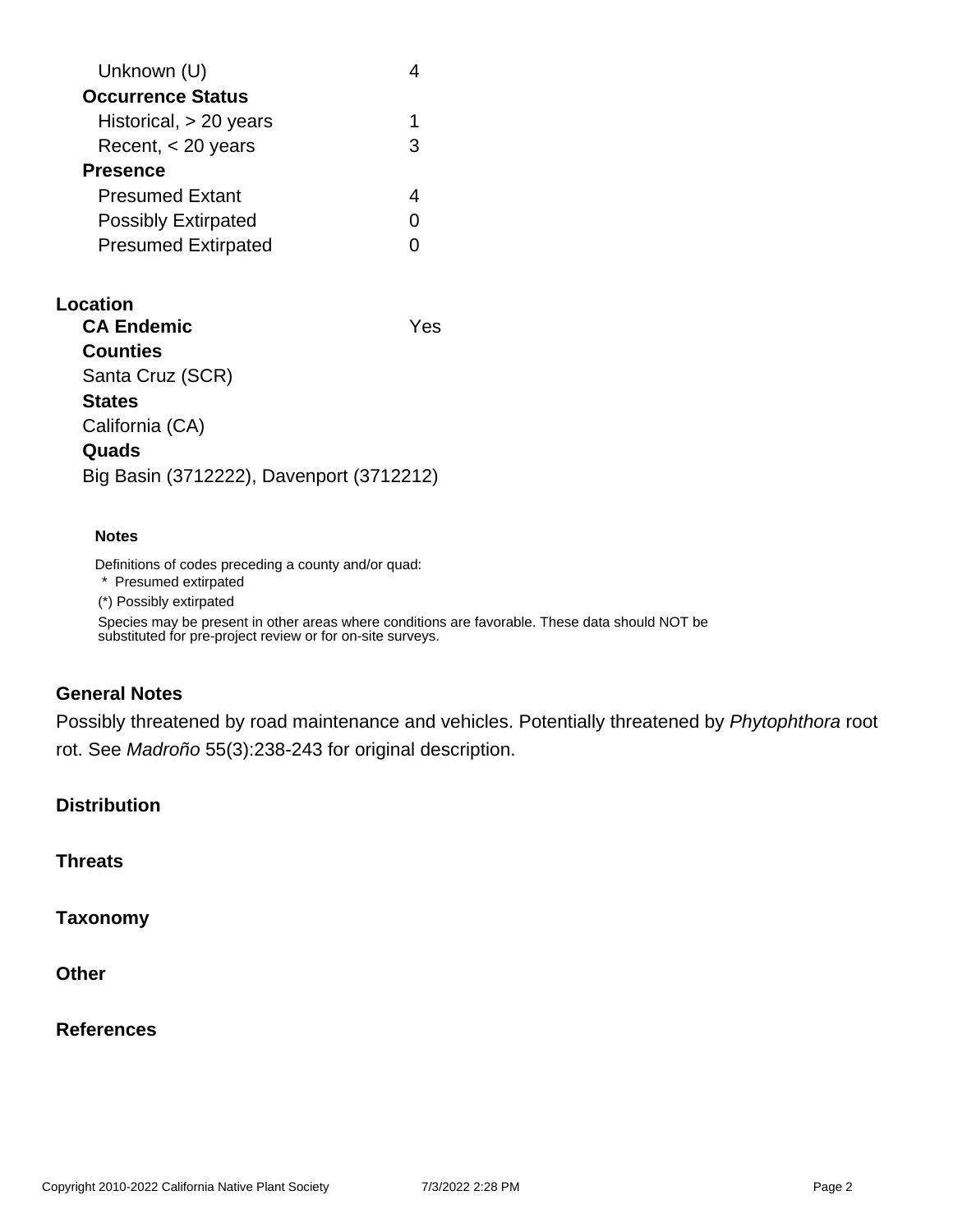| | |
|---|---|
| Unknown (U) | 4 |
| **Occurrence Status** | |
| Historical, > 20 years | 1 |
| Recent, < 20 years | 3 |
| **Presence** | |
| Presumed Extant | 4 |
| Possibly Extirpated | 0 |
| Presumed Extirpated | 0 |

## Location

**CA Endemic** Yes

**Counties**

Santa Cruz (SCR)

**States**

California (CA)

**Quads**

Big Basin (3712222), Davenport (3712212)

**Notes**

Definitions of codes preceding a county and/or quad:

* Presumed extirpated

(*) Possibly extirpated

Species may be present in other areas where conditions are favorable. These data should NOT be substituted for pre-project review or for on-site surveys.

## General Notes

Possibly threatened by road maintenance and vehicles. Potentially threatened by *Phytophthora* root rot. See *Madroño* 55(3):238-243 for original description.

## Distribution

## Threats

## Taxonomy

## Other

## References